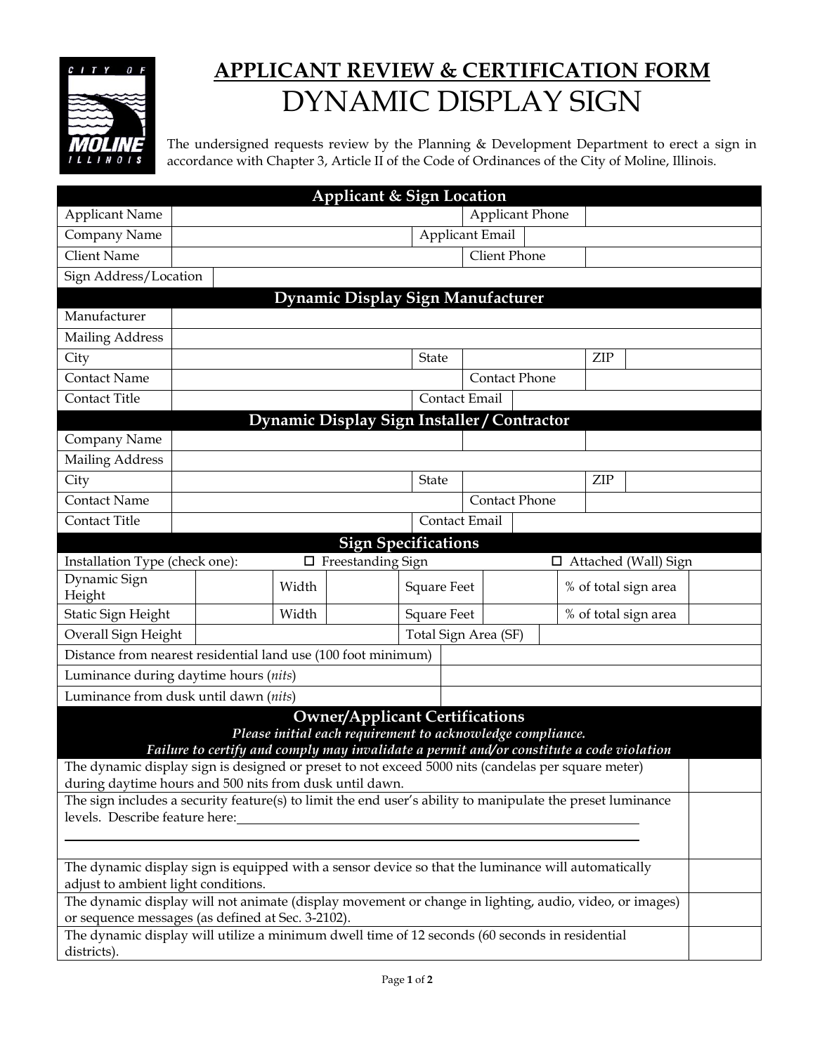# APPLICANT REVIEW & CERTIFICATION FORM

# DYNAMIC DISPLAY SIGN

The undersigned requests review by the Planning & Development Department to erect a sign in accordance with Chapter 3, Article II of the Code of Ordinances of the City of Moline, Illinois.

| Applicant & Sign Location | | | |
|---|---|---|---|
| Applicant Name | | Applicant Phone | |
| Company Name | | Applicant Email | |
| Client Name | | Client Phone | |
| Sign Address/Location | | | |

| Dynamic Display Sign Manufacturer | | | | | |
|---|---|---|---|---|---|
| Manufacturer | | | | | |
| Mailing Address | | | | | |
| City | | State | | ZIP | |
| Contact Name | | Contact Phone | | | |
| Contact Title | | Contact Email | | | |

| Dynamic Display Sign Installer / Contractor | | | | | |
|---|---|---|---|---|---|
| Company Name | | | | | |
| Mailing Address | | | | | |
| City | | State | | ZIP | |
| Contact Name | | Contact Phone | | | |
| Contact Title | | Contact Email | | | |

| Sign Specifications | | | | | | | |
|---|---|---|---|---|---|---|---|
| Installation Type (check one): | | ☐ Freestanding Sign | | | | ☐ Attached (Wall) Sign | |
| Dynamic Sign Height | | Width | | Square Feet | | % of total sign area | |
| Static Sign Height | | Width | | Square Feet | | % of total sign area | |
| Overall Sign Height | | | | Total Sign Area (SF) | | | |
| Distance from nearest residential land use (100 foot minimum) | | | | | | | |
| Luminance during daytime hours (*nits*) | | | | | | | |
| Luminance from dusk until dawn (*nits*) | | | | | | | |

| Owner/Applicant Certifications<br>***Please initial each requirement to acknowledge compliance.***<br>***Failure to certify and comply may invalidate a permit and/or constitute a code violation*** | |
|---|---|
| The dynamic display sign is designed or preset to not exceed 5000 nits (candelas per square meter) during daytime hours and 500 nits from dusk until dawn. | |
| The sign includes a security feature(s) to limit the end user's ability to manipulate the preset luminance levels. Describe feature here: ____________________ | |
| The dynamic display sign is equipped with a sensor device so that the luminance will automatically adjust to ambient light conditions. | |
| The dynamic display will not animate (display movement or change in lighting, audio, video, or images) or sequence messages (as defined at Sec. 3-2102). | |
| The dynamic display will utilize a minimum dwell time of 12 seconds (60 seconds in residential districts). | |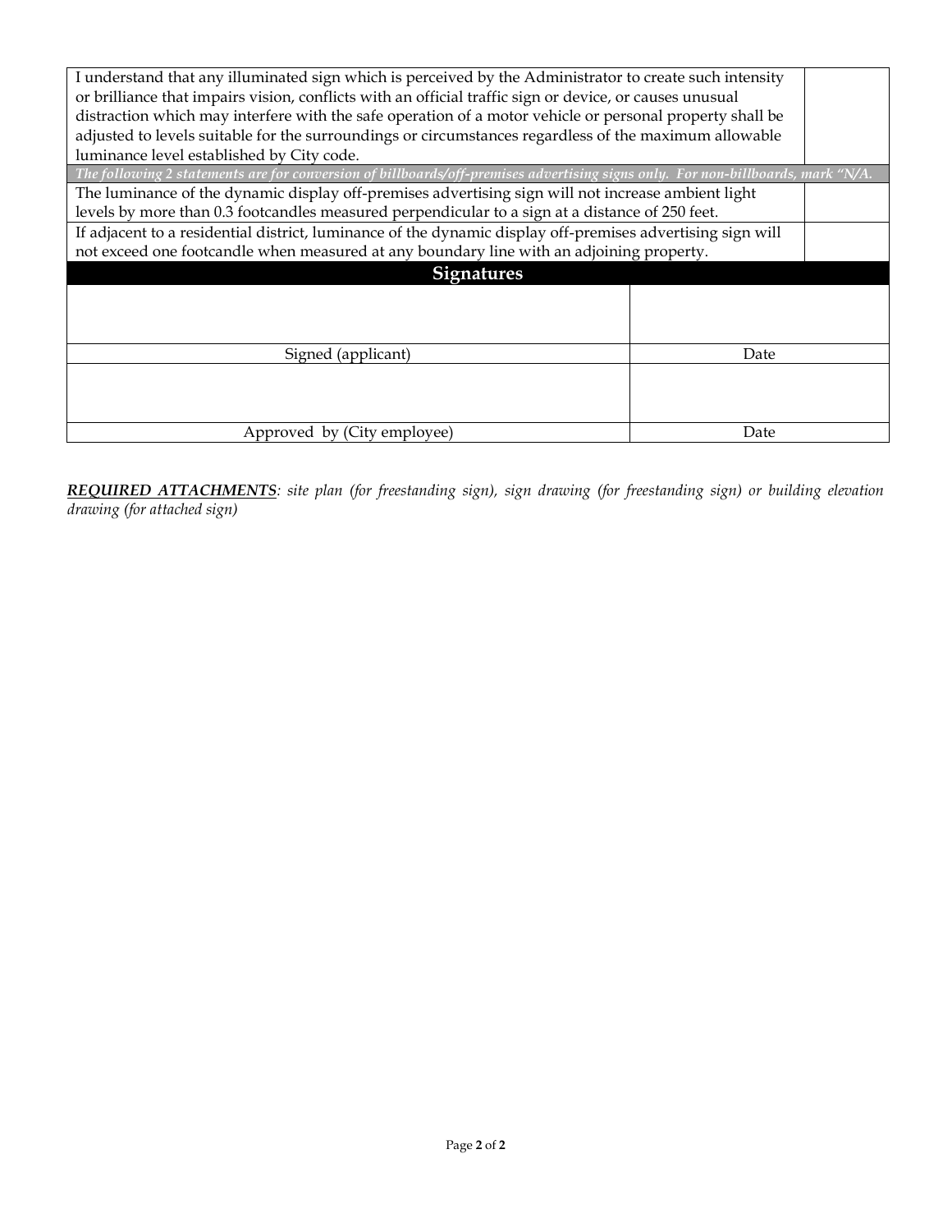| | |
|---|---|
| I understand that any illuminated sign which is perceived by the Administrator to create such intensity or brilliance that impairs vision, conflicts with an official traffic sign or device, or causes unusual distraction which may interfere with the safe operation of a motor vehicle or personal property shall be adjusted to levels suitable for the surroundings or circumstances regardless of the maximum allowable luminance level established by City code. | |
| *The following 2 statements are for conversion of billboards/off-premises advertising signs only. For non-billboards, mark "N/A.* | |
| The luminance of the dynamic display off-premises advertising sign will not increase ambient light levels by more than 0.3 footcandles measured perpendicular to a sign at a distance of 250 feet. | |
| If adjacent to a residential district, luminance of the dynamic display off-premises advertising sign will not exceed one footcandle when measured at any boundary line with an adjoining property. | |

## Signatures

| | |
|---|---|
| | |
| Signed (applicant) | Date |
| | |
| Approved by (City employee) | Date |

***REQUIRED ATTACHMENTS****: site plan (for freestanding sign), sign drawing (for freestanding sign) or building elevation drawing (for attached sign)*